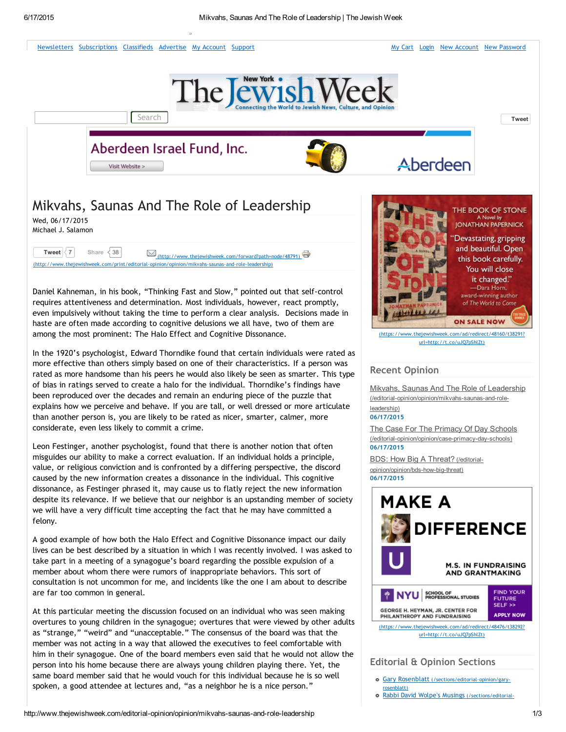# Mikvahs, Saunas And The Role of Leadership

Wed, 06/17/2015
Michael J. Salamon

Daniel Kahneman, in his book, "Thinking Fast and Slow," pointed out that self-control requires attentiveness and determination. Most individuals, however, react promptly, even impulsively without taking the time to perform a clear analysis. Decisions made in haste are often made according to cognitive delusions we all have, two of them are among the most prominent: The Halo Effect and Cognitive Dissonance.

In the 1920's psychologist, Edward Thorndike found that certain individuals were rated as more effective than others simply based on one of their characteristics. If a person was rated as more handsome than his peers he would also likely be seen as smarter. This type of bias in ratings served to create a halo for the individual. Thorndike's findings have been reproduced over the decades and remain an enduring piece of the puzzle that explains how we perceive and behave. If you are tall, or well dressed or more articulate than another person is, you are likely to be rated as nicer, smarter, calmer, more considerate, even less likely to commit a crime.

Leon Festinger, another psychologist, found that there is another notion that often misguides our ability to make a correct evaluation. If an individual holds a principle, value, or religious conviction and is confronted by a differing perspective, the discord caused by the new information creates a dissonance in the individual. This cognitive dissonance, as Festinger phrased it, may cause us to flatly reject the new information despite its relevance. If we believe that our neighbor is an upstanding member of society we will have a very difficult time accepting the fact that he may have committed a felony.

A good example of how both the Halo Effect and Cognitive Dissonance impact our daily lives can be best described by a situation in which I was recently involved. I was asked to take part in a meeting of a synagogue's board regarding the possible expulsion of a member about whom there were rumors of inappropriate behaviors. This sort of consultation is not uncommon for me, and incidents like the one I am about to describe are far too common in general.

At this particular meeting the discussion focused on an individual who was seen making overtures to young children in the synagogue; overtures that were viewed by other adults as "strange," "weird" and "unacceptable." The consensus of the board was that the member was not acting in a way that allowed the executives to feel comfortable with him in their synagogue. One of the board members even said that he would not allow the person into his home because there are always young children playing there. Yet, the same board member said that he would vouch for this individual because he is so well spoken, a good attendee at lectures and, "as a neighbor he is a nice person."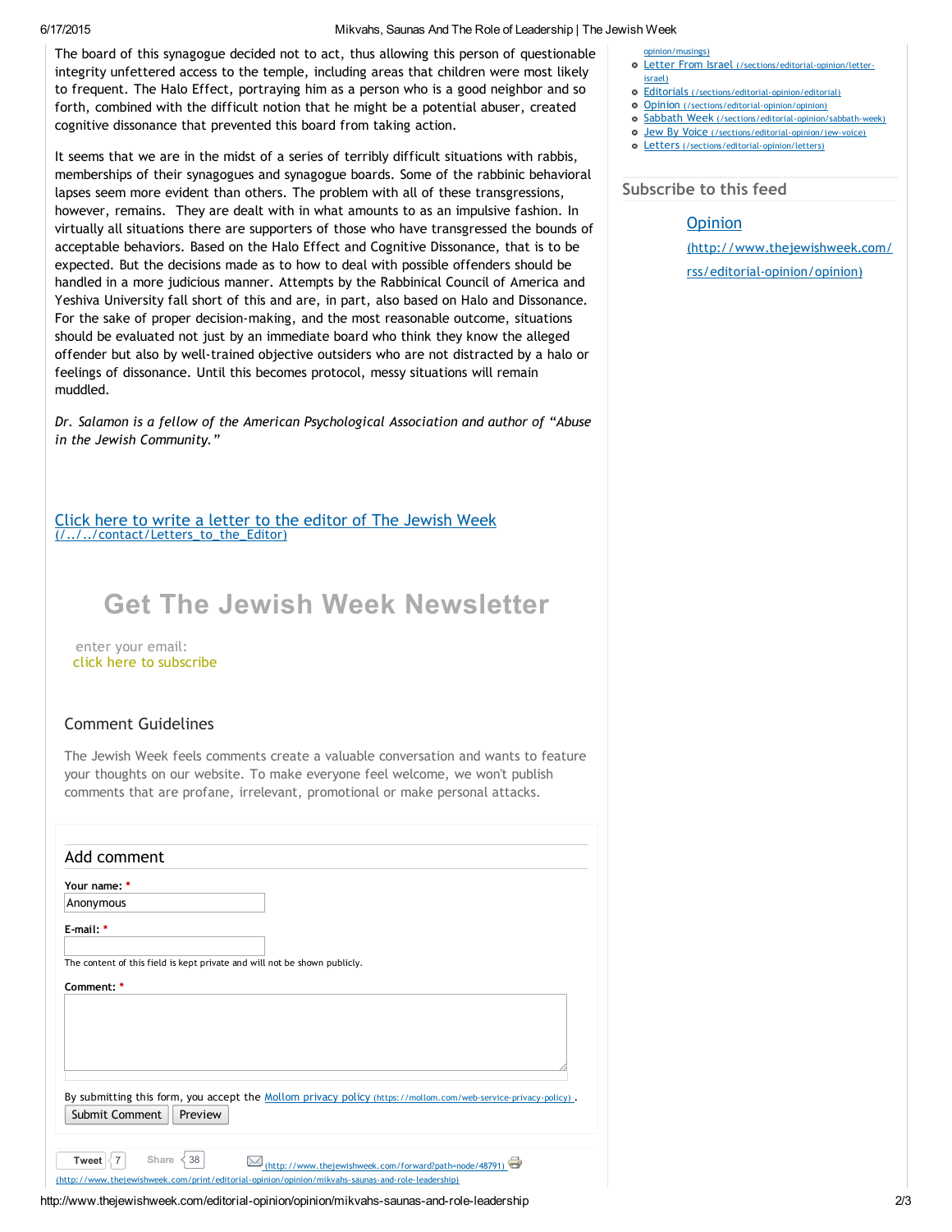The board of this synagogue decided not to act, thus allowing this person of questionable integrity unfettered access to the temple, including areas that children were most likely to frequent. The Halo Effect, portraying him as a person who is a good neighbor and so forth, combined with the difficult notion that he might be a potential abuser, created cognitive dissonance that prevented this board from taking action.

It seems that we are in the midst of a series of terribly difficult situations with rabbis, memberships of their synagogues and synagogue boards. Some of the rabbinic behavioral lapses seem more evident than others. The problem with all of these transgressions, however, remains. They are dealt with in what amounts to as an impulsive fashion. In virtually all situations there are supporters of those who have transgressed the bounds of acceptable behaviors. Based on the Halo Effect and Cognitive Dissonance, that is to be expected. But the decisions made as to how to deal with possible offenders should be handled in a more judicious manner. Attempts by the Rabbinical Council of America and Yeshiva University fall short of this and are, in part, also based on Halo and Dissonance. For the sake of proper decision-making, and the most reasonable outcome, situations should be evaluated not just by an immediate board who think they know the alleged offender but also by well-trained objective outsiders who are not distracted by a halo or feelings of dissonance. Until this becomes protocol, messy situations will remain muddled.

*Dr. Salamon is a fellow of the American Psychological Association and author of "Abuse in the Jewish Community."*

[Click here to write a letter to the editor of The Jewish Week](/../../contact/Letters_to_the_Editor)

## Get The Jewish Week Newsletter

enter your email:
click here to subscribe

### Comment Guidelines

The Jewish Week feels comments create a valuable conversation and wants to feature your thoughts on our website. To make everyone feel welcome, we won't publish comments that are profane, irrelevant, promotional or make personal attacks.

### Add comment

**Your name:** *
Anonymous

**E-mail:** *

The content of this field is kept private and will not be shown publicly.

**Comment:** *

By submitting this form, you accept the [Mollom privacy policy](https://mollom.com/web-service-privacy-policy).

Submit Comment | Preview

Tweet 7 | Share 38 | [(http://www.thejewishweek.com/forward?path=node/48791)](http://www.thejewishweek.com/forward?path=node/48791) [(http://www.thejewishweek.com/print/editorial-opinion/opinion/mikvahs-saunas-and-role-leadership)](http://www.thejewishweek.com/print/editorial-opinion/opinion/mikvahs-saunas-and-role-leadership)

- opinion/musings)
- [Letter From Israel](/sections/editorial-opinion/letter-israel)
- [Editorials](/sections/editorial-opinion/editorial)
- [Opinion](/sections/editorial-opinion/opinion)
- [Sabbath Week](/sections/editorial-opinion/sabbath-week)
- [Jew By Voice](/sections/editorial-opinion/jew-voice)
- [Letters](/sections/editorial-opinion/letters)

### Subscribe to this feed

[Opinion (http://www.thejewishweek.com/rss/editorial-opinion/opinion)](http://www.thejewishweek.com/rss/editorial-opinion/opinion)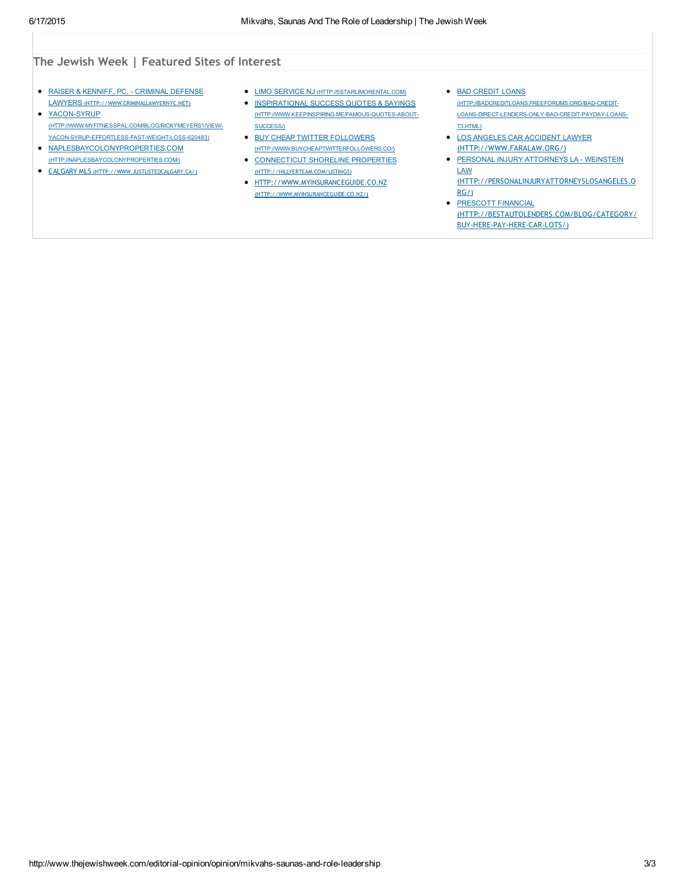## The Jewish Week | Featured Sites of Interest

- RAISER & KENNIFF, PC, - CRIMINAL DEFENSE LAWYERS (HTTP://WWW.CRIMINALLAWYERNYC.NET)
- YACON-SYRUP (HTTP://WWW.MYFITNESSPAL.COM/BLOG/RICKYMEYERS1/VIEW/-YACON-SYRUP-EFFORTLESS-FAST-WEIGHT-LOSS-620483)
- NAPLESBAYCOLONYPROPERTIES.COM (HTTP://NAPLESBAYCOLONYPROPERTIES.COM/)
- CALGARY MLS (HTTP://WWW.JUSTLISTEDCALGARY.CA/)
- LIMO SERVICE NJ (HTTP://5STARLIMORENTAL.COM)
- INSPIRATIONAL SUCCESS QUOTES & SAYINGS (HTTP://WWW.KEEPINSPIRING.ME/FAMOUS-QUOTES-ABOUT-SUCCESS/)
- BUY CHEAP TWITTER FOLLOWERS (HTTP://WWW.BUYCHEAPTWITTERFOLLOWERS.CO/)
- CONNECTICUT SHORELINE PROPERTIES (HTTP://HILLYERTEAM.COM/LISTINGS)
- HTTP://WWW.MYINSURANCEGUIDE.CO.NZ (HTTP://WWW.MYINSURANCEGUIDE.CO.NZ/)
- BAD CREDIT LOANS (HTTP://BADCREDITLOANS.FREEFORUMS.ORG/BAD-CREDIT-LOANS-DIRECT-LENDERS-ONLY-BAD-CREDIT-PAYDAY-LOANS-T3.HTML)
- LOS ANGELES CAR ACCIDENT LAWYER (HTTP://WWW.FARALAW.ORG/)
- PERSONAL INJURY ATTORNEYS LA - WEINSTEIN LAW (HTTP://PERSONALINJURYATTORNEYSLOSANGELES.ORG/)
- PRESCOTT FINANCIAL (HTTP://BESTAUTOLENDERS.COM/BLOG/CATEGORY/BUY-HERE-PAY-HERE-CAR-LOTS/)